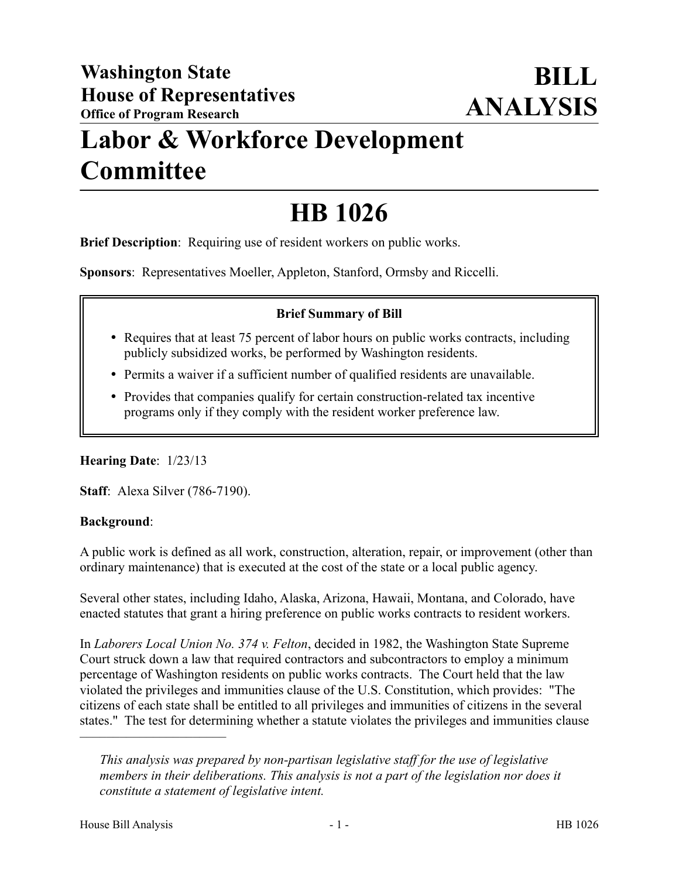**Washington State House of Representatives**
**Office of Program Research**

# BILL ANALYSIS

# Labor & Workforce Development Committee

# HB 1026

**Brief Description**: Requiring use of resident workers on public works.

**Sponsors**: Representatives Moeller, Appleton, Stanford, Ormsby and Riccelli.

**Brief Summary of Bill**

- Requires that at least 75 percent of labor hours on public works contracts, including publicly subsidized works, be performed by Washington residents.
- Permits a waiver if a sufficient number of qualified residents are unavailable.
- Provides that companies qualify for certain construction-related tax incentive programs only if they comply with the resident worker preference law.

**Hearing Date**: 1/23/13

**Staff**: Alexa Silver (786-7190).

**Background**:

A public work is defined as all work, construction, alteration, repair, or improvement (other than ordinary maintenance) that is executed at the cost of the state or a local public agency.

Several other states, including Idaho, Alaska, Arizona, Hawaii, Montana, and Colorado, have enacted statutes that grant a hiring preference on public works contracts to resident workers.

In *Laborers Local Union No. 374 v. Felton*, decided in 1982, the Washington State Supreme Court struck down a law that required contractors and subcontractors to employ a minimum percentage of Washington residents on public works contracts. The Court held that the law violated the privileges and immunities clause of the U.S. Constitution, which provides: "The citizens of each state shall be entitled to all privileges and immunities of citizens in the several states." The test for determining whether a statute violates the privileges and immunities clause

---

*This analysis was prepared by non-partisan legislative staff for the use of legislative members in their deliberations. This analysis is not a part of the legislation nor does it constitute a statement of legislative intent.*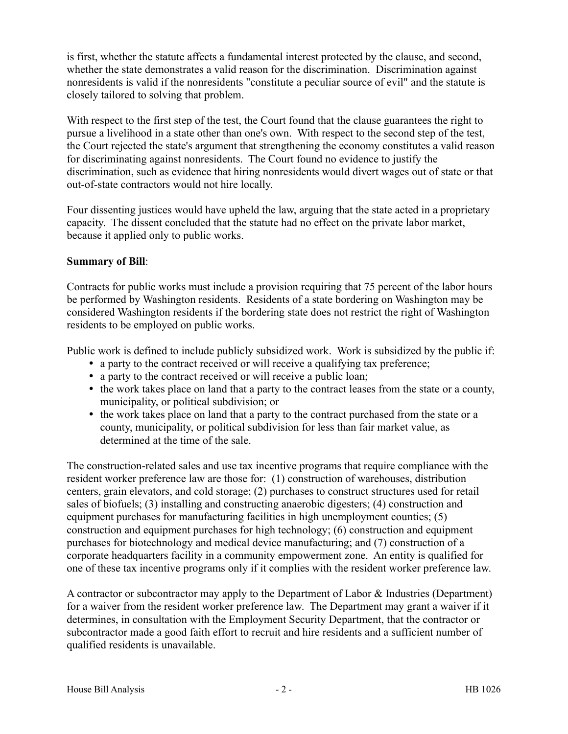is first, whether the statute affects a fundamental interest protected by the clause, and second, whether the state demonstrates a valid reason for the discrimination. Discrimination against nonresidents is valid if the nonresidents "constitute a peculiar source of evil" and the statute is closely tailored to solving that problem.

With respect to the first step of the test, the Court found that the clause guarantees the right to pursue a livelihood in a state other than one's own. With respect to the second step of the test, the Court rejected the state's argument that strengthening the economy constitutes a valid reason for discriminating against nonresidents. The Court found no evidence to justify the discrimination, such as evidence that hiring nonresidents would divert wages out of state or that out-of-state contractors would not hire locally.

Four dissenting justices would have upheld the law, arguing that the state acted in a proprietary capacity. The dissent concluded that the statute had no effect on the private labor market, because it applied only to public works.

**Summary of Bill**:

Contracts for public works must include a provision requiring that 75 percent of the labor hours be performed by Washington residents. Residents of a state bordering on Washington may be considered Washington residents if the bordering state does not restrict the right of Washington residents to be employed on public works.

Public work is defined to include publicly subsidized work. Work is subsidized by the public if:

- a party to the contract received or will receive a qualifying tax preference;
- a party to the contract received or will receive a public loan;
- the work takes place on land that a party to the contract leases from the state or a county, municipality, or political subdivision; or
- the work takes place on land that a party to the contract purchased from the state or a county, municipality, or political subdivision for less than fair market value, as determined at the time of the sale.

The construction-related sales and use tax incentive programs that require compliance with the resident worker preference law are those for: (1) construction of warehouses, distribution centers, grain elevators, and cold storage; (2) purchases to construct structures used for retail sales of biofuels; (3) installing and constructing anaerobic digesters; (4) construction and equipment purchases for manufacturing facilities in high unemployment counties; (5) construction and equipment purchases for high technology; (6) construction and equipment purchases for biotechnology and medical device manufacturing; and (7) construction of a corporate headquarters facility in a community empowerment zone. An entity is qualified for one of these tax incentive programs only if it complies with the resident worker preference law.

A contractor or subcontractor may apply to the Department of Labor & Industries (Department) for a waiver from the resident worker preference law. The Department may grant a waiver if it determines, in consultation with the Employment Security Department, that the contractor or subcontractor made a good faith effort to recruit and hire residents and a sufficient number of qualified residents is unavailable.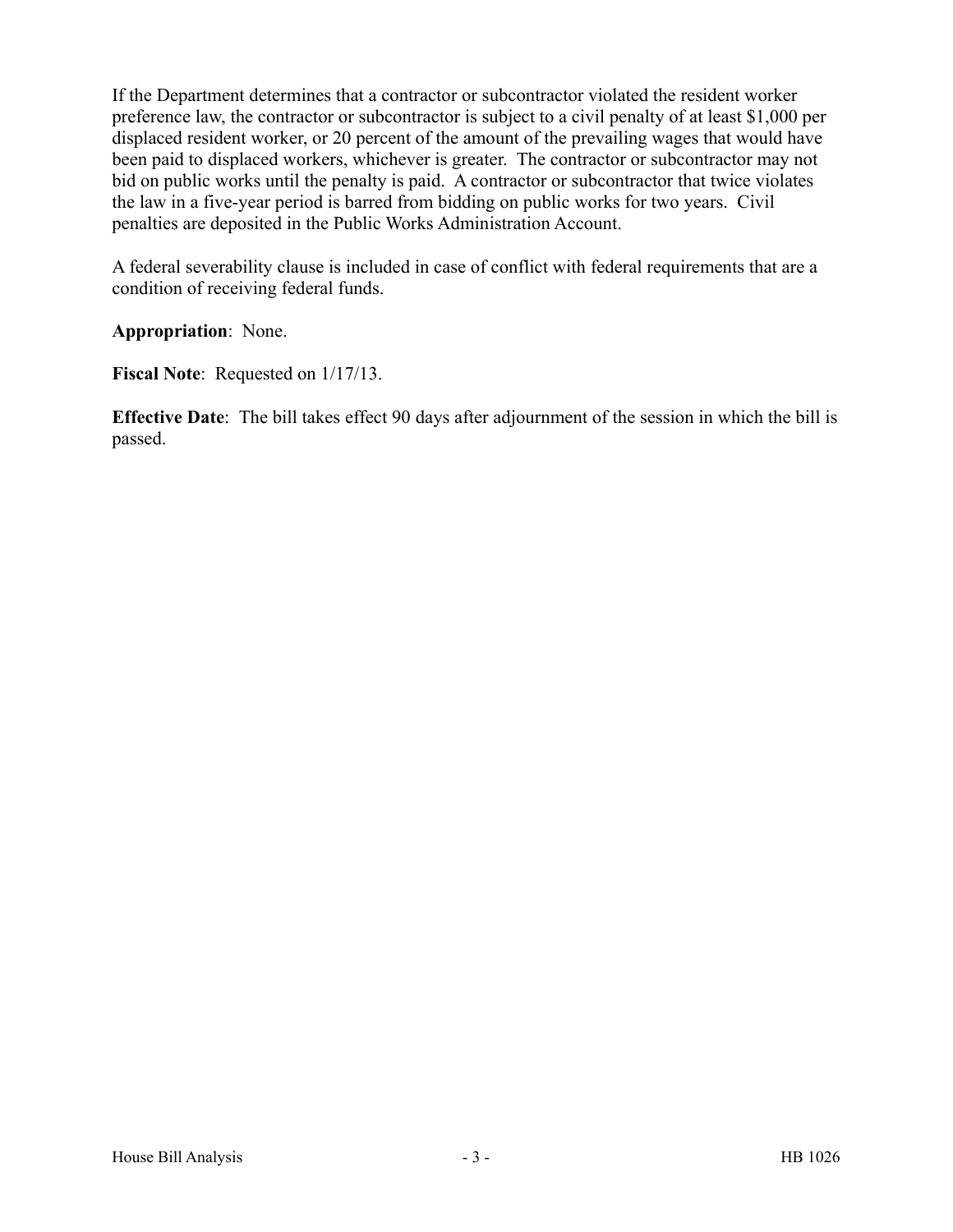If the Department determines that a contractor or subcontractor violated the resident worker preference law, the contractor or subcontractor is subject to a civil penalty of at least $1,000 per displaced resident worker, or 20 percent of the amount of the prevailing wages that would have been paid to displaced workers, whichever is greater. The contractor or subcontractor may not bid on public works until the penalty is paid. A contractor or subcontractor that twice violates the law in a five-year period is barred from bidding on public works for two years. Civil penalties are deposited in the Public Works Administration Account.

A federal severability clause is included in case of conflict with federal requirements that are a condition of receiving federal funds.

**Appropriation**: None.

**Fiscal Note**: Requested on 1/17/13.

**Effective Date**: The bill takes effect 90 days after adjournment of the session in which the bill is passed.